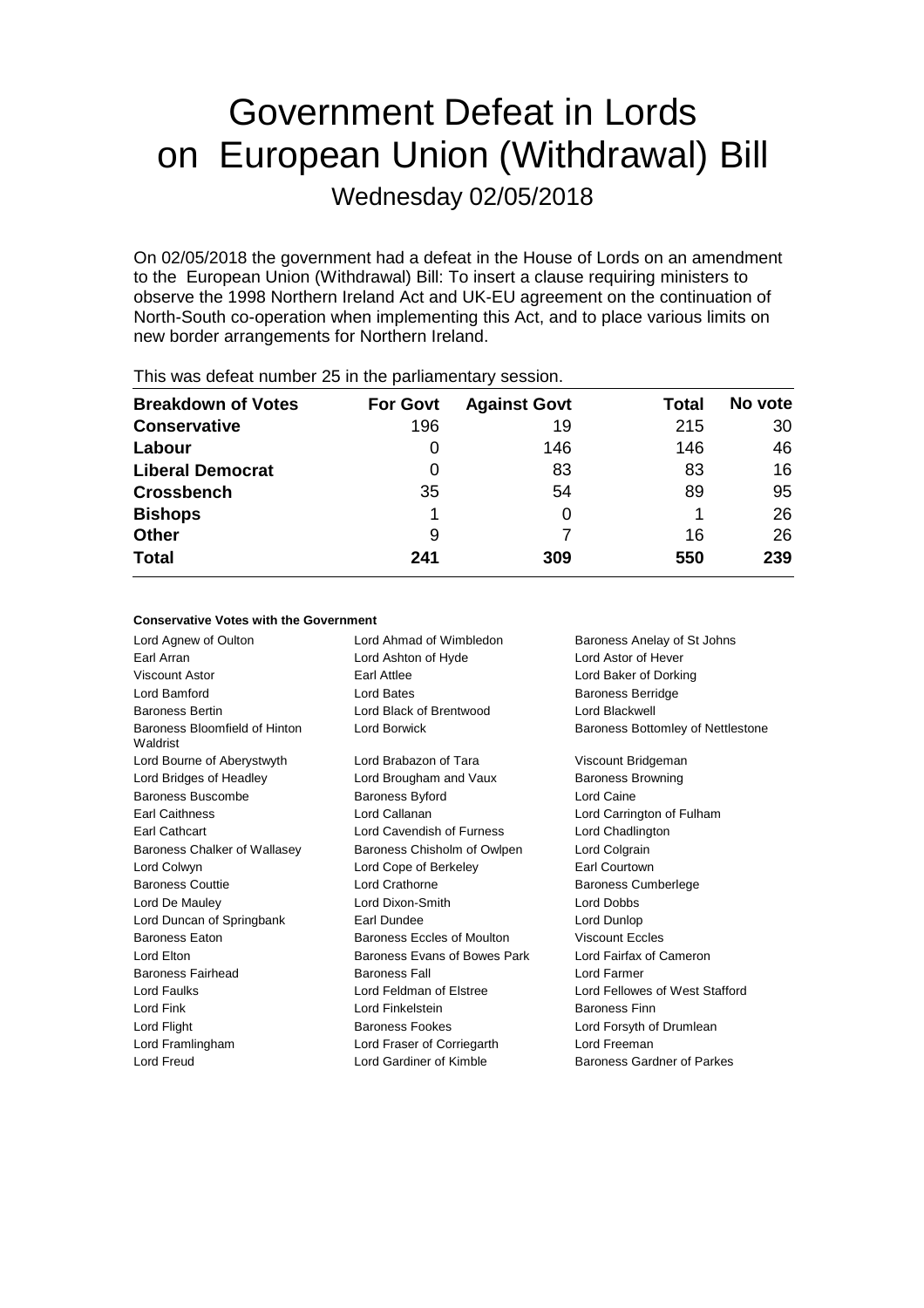# Government Defeat in Lords on European Union (Withdrawal) Bill

Wednesday 02/05/2018

On 02/05/2018 the government had a defeat in the House of Lords on an amendment to the European Union (Withdrawal) Bill: To insert a clause requiring ministers to observe the 1998 Northern Ireland Act and UK-EU agreement on the continuation of North-South co-operation when implementing this Act, and to place various limits on new border arrangements for Northern Ireland.

This was defeat number 25 in the parliamentary session.

| Breakdown of Votes | For Govt | Against Govt | Total | No vote |
|---|---|---|---|---|
| **Conservative** | 196 | 19 | 215 | 30 |
| **Labour** | 0 | 146 | 146 | 46 |
| **Liberal Democrat** | 0 | 83 | 83 | 16 |
| **Crossbench** | 35 | 54 | 89 | 95 |
| **Bishops** | 1 | 0 | 1 | 26 |
| **Other** | 9 | 7 | 16 | 26 |
| **Total** | **241** | **309** | **550** | **239** |

**Conservative Votes with the Government**

| | | |
|---|---|---|
| Lord Agnew of Oulton | Lord Ahmad of Wimbledon | Baroness Anelay of St Johns |
| Earl Arran | Lord Ashton of Hyde | Lord Astor of Hever |
| Viscount Astor | Earl Attlee | Lord Baker of Dorking |
| Lord Bamford | Lord Bates | Baroness Berridge |
| Baroness Bertin | Lord Black of Brentwood | Lord Blackwell |
| Baroness Bloomfield of Hinton Waldrist | Lord Borwick | Baroness Bottomley of Nettlestone |
| Lord Bourne of Aberystwyth | Lord Brabazon of Tara | Viscount Bridgeman |
| Lord Bridges of Headley | Lord Brougham and Vaux | Baroness Browning |
| Baroness Buscombe | Baroness Byford | Lord Caine |
| Earl Caithness | Lord Callanan | Lord Carrington of Fulham |
| Earl Cathcart | Lord Cavendish of Furness | Lord Chadlington |
| Baroness Chalker of Wallasey | Baroness Chisholm of Owlpen | Lord Colgrain |
| Lord Colwyn | Lord Cope of Berkeley | Earl Courtown |
| Baroness Couttie | Lord Crathorne | Baroness Cumberlege |
| Lord De Mauley | Lord Dixon-Smith | Lord Dobbs |
| Lord Duncan of Springbank | Earl Dundee | Lord Dunlop |
| Baroness Eaton | Baroness Eccles of Moulton | Viscount Eccles |
| Lord Elton | Baroness Evans of Bowes Park | Lord Fairfax of Cameron |
| Baroness Fairhead | Baroness Fall | Lord Farmer |
| Lord Faulks | Lord Feldman of Elstree | Lord Fellowes of West Stafford |
| Lord Fink | Lord Finkelstein | Baroness Finn |
| Lord Flight | Baroness Fookes | Lord Forsyth of Drumlean |
| Lord Framlingham | Lord Fraser of Corriegarth | Lord Freeman |
| Lord Freud | Lord Gardiner of Kimble | Baroness Gardner of Parkes |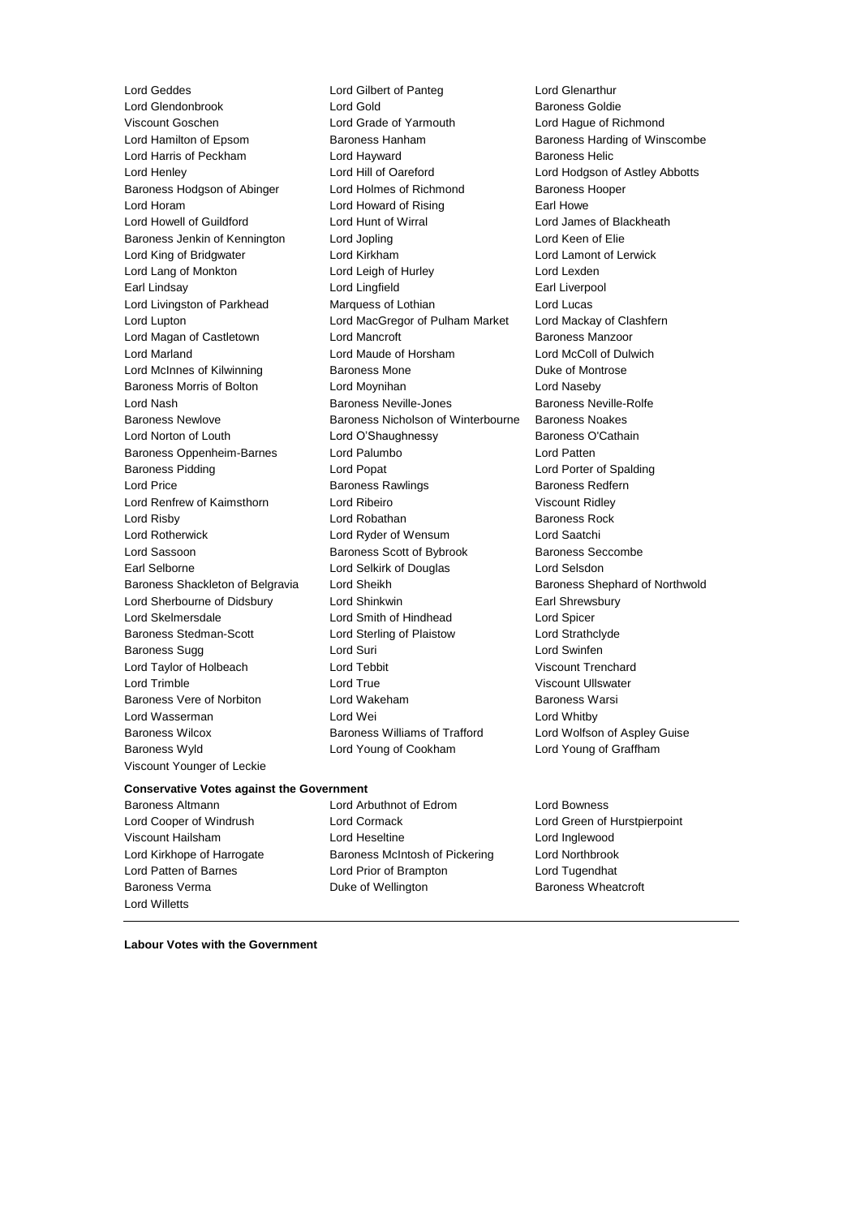Lord Geddes
Lord Gilbert of Panteg
Lord Glenarthur
Lord Glendonbrook
Lord Gold
Baroness Goldie
Viscount Goschen
Lord Grade of Yarmouth
Lord Hague of Richmond
Lord Hamilton of Epsom
Baroness Hanham
Baroness Harding of Winscombe
Lord Harris of Peckham
Lord Hayward
Baroness Helic
Lord Henley
Lord Hill of Oareford
Lord Hodgson of Astley Abbotts
Baroness Hodgson of Abinger
Lord Holmes of Richmond
Baroness Hooper
Lord Horam
Lord Howard of Rising
Earl Howe
Lord Howell of Guildford
Lord Hunt of Wirral
Lord James of Blackheath
Baroness Jenkin of Kennington
Lord Jopling
Lord Keen of Elie
Lord King of Bridgwater
Lord Kirkham
Lord Lamont of Lerwick
Lord Lang of Monkton
Lord Leigh of Hurley
Lord Lexden
Earl Lindsay
Lord Lingfield
Earl Liverpool
Lord Livingston of Parkhead
Marquess of Lothian
Lord Lucas
Lord Lupton
Lord MacGregor of Pulham Market
Lord Mackay of Clashfern
Lord Magan of Castletown
Lord Mancroft
Baroness Manzoor
Lord Marland
Lord Maude of Horsham
Lord McColl of Dulwich
Lord McInnes of Kilwinning
Baroness Mone
Duke of Montrose
Baroness Morris of Bolton
Lord Moynihan
Lord Naseby
Lord Nash
Baroness Neville-Jones
Baroness Neville-Rolfe
Baroness Newlove
Baroness Nicholson of Winterbourne
Baroness Noakes
Lord Norton of Louth
Lord O'Shaughnessy
Baroness O'Cathain
Baroness Oppenheim-Barnes
Lord Palumbo
Lord Patten
Baroness Pidding
Lord Popat
Lord Porter of Spalding
Lord Price
Baroness Rawlings
Baroness Redfern
Lord Renfrew of Kaimsthorn
Lord Ribeiro
Viscount Ridley
Lord Risby
Lord Robathan
Baroness Rock
Lord Rotherwick
Lord Ryder of Wensum
Lord Saatchi
Lord Sassoon
Baroness Scott of Bybrook
Baroness Seccombe
Earl Selborne
Lord Selkirk of Douglas
Lord Selsdon
Baroness Shackleton of Belgravia
Lord Sheikh
Baroness Shephard of Northwold
Lord Sherbourne of Didsbury
Lord Shinkwin
Earl Shrewsbury
Lord Skelmersdale
Lord Smith of Hindhead
Lord Spicer
Baroness Stedman-Scott
Lord Sterling of Plaistow
Lord Strathclyde
Baroness Sugg
Lord Suri
Lord Swinfen
Lord Taylor of Holbeach
Lord Tebbit
Viscount Trenchard
Lord Trimble
Lord True
Viscount Ullswater
Baroness Vere of Norbiton
Lord Wakeham
Baroness Warsi
Lord Wasserman
Lord Wei
Lord Whitby
Baroness Wilcox
Baroness Williams of Trafford
Lord Wolfson of Aspley Guise
Baroness Wyld
Lord Young of Cookham
Lord Young of Graffham
Viscount Younger of Leckie

**Conservative Votes against the Government**

Baroness Altmann
Lord Arbuthnot of Edrom
Lord Bowness
Lord Cooper of Windrush
Lord Cormack
Lord Green of Hurstpierpoint
Viscount Hailsham
Lord Heseltine
Lord Inglewood
Lord Kirkhope of Harrogate
Baroness McIntosh of Pickering
Lord Northbrook
Lord Patten of Barnes
Lord Prior of Brampton
Lord Tugendhat
Baroness Verma
Duke of Wellington
Baroness Wheatcroft
Lord Willetts

---

**Labour Votes with the Government**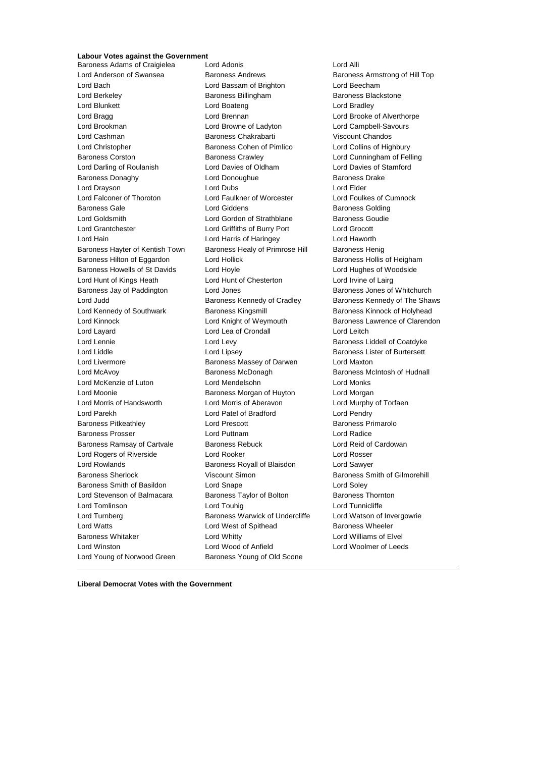**Labour Votes against the Government**

Baroness Adams of Craigielea
Lord Adonis
Lord Alli
Lord Anderson of Swansea
Baroness Andrews
Baroness Armstrong of Hill Top
Lord Bach
Lord Bassam of Brighton
Lord Beecham
Lord Berkeley
Baroness Billingham
Baroness Blackstone
Lord Blunkett
Lord Boateng
Lord Bradley
Lord Bragg
Lord Brennan
Lord Brooke of Alverthorpe
Lord Brookman
Lord Browne of Ladyton
Lord Campbell-Savours
Lord Cashman
Baroness Chakrabarti
Viscount Chandos
Lord Christopher
Baroness Cohen of Pimlico
Lord Collins of Highbury
Baroness Corston
Baroness Crawley
Lord Cunningham of Felling
Lord Darling of Roulanish
Lord Davies of Oldham
Lord Davies of Stamford
Baroness Donaghy
Lord Donoughue
Baroness Drake
Lord Drayson
Lord Dubs
Lord Elder
Lord Falconer of Thoroton
Lord Faulkner of Worcester
Lord Foulkes of Cumnock
Baroness Gale
Lord Giddens
Baroness Golding
Lord Goldsmith
Lord Gordon of Strathblane
Baroness Goudie
Lord Grantchester
Lord Griffiths of Burry Port
Lord Grocott
Lord Hain
Lord Harris of Haringey
Lord Haworth
Baroness Hayter of Kentish Town
Baroness Healy of Primrose Hill
Baroness Henig
Baroness Hilton of Eggardon
Lord Hollick
Baroness Hollis of Heigham
Baroness Howells of St Davids
Lord Hoyle
Lord Hughes of Woodside
Lord Hunt of Kings Heath
Lord Hunt of Chesterton
Lord Irvine of Lairg
Baroness Jay of Paddington
Lord Jones
Baroness Jones of Whitchurch
Lord Judd
Baroness Kennedy of Cradley
Baroness Kennedy of The Shaws
Lord Kennedy of Southwark
Baroness Kingsmill
Baroness Kinnock of Holyhead
Lord Kinnock
Lord Knight of Weymouth
Baroness Lawrence of Clarendon
Lord Layard
Lord Lea of Crondall
Lord Leitch
Lord Lennie
Lord Levy
Baroness Liddell of Coatdyke
Lord Liddle
Lord Lipsey
Baroness Lister of Burtersett
Lord Livermore
Baroness Massey of Darwen
Lord Maxton
Lord McAvoy
Baroness McDonagh
Baroness McIntosh of Hudnall
Lord McKenzie of Luton
Lord Mendelsohn
Lord Monks
Lord Moonie
Baroness Morgan of Huyton
Lord Morgan
Lord Morris of Handsworth
Lord Morris of Aberavon
Lord Murphy of Torfaen
Lord Parekh
Lord Patel of Bradford
Lord Pendry
Baroness Pitkeathley
Lord Prescott
Baroness Primarolo
Baroness Prosser
Lord Puttnam
Lord Radice
Baroness Ramsay of Cartvale
Baroness Rebuck
Lord Reid of Cardowan
Lord Rogers of Riverside
Lord Rooker
Lord Rosser
Lord Rowlands
Baroness Royall of Blaisdon
Lord Sawyer
Baroness Sherlock
Viscount Simon
Baroness Smith of Gilmorehill
Baroness Smith of Basildon
Lord Snape
Lord Soley
Lord Stevenson of Balmacara
Baroness Taylor of Bolton
Baroness Thornton
Lord Tomlinson
Lord Touhig
Lord Tunnicliffe
Lord Turnberg
Baroness Warwick of Undercliffe
Lord Watson of Invergowrie
Lord Watts
Lord West of Spithead
Baroness Wheeler
Baroness Whitaker
Lord Whitty
Lord Williams of Elvel
Lord Winston
Lord Wood of Anfield
Lord Woolmer of Leeds
Lord Young of Norwood Green
Baroness Young of Old Scone

---

**Liberal Democrat Votes with the Government**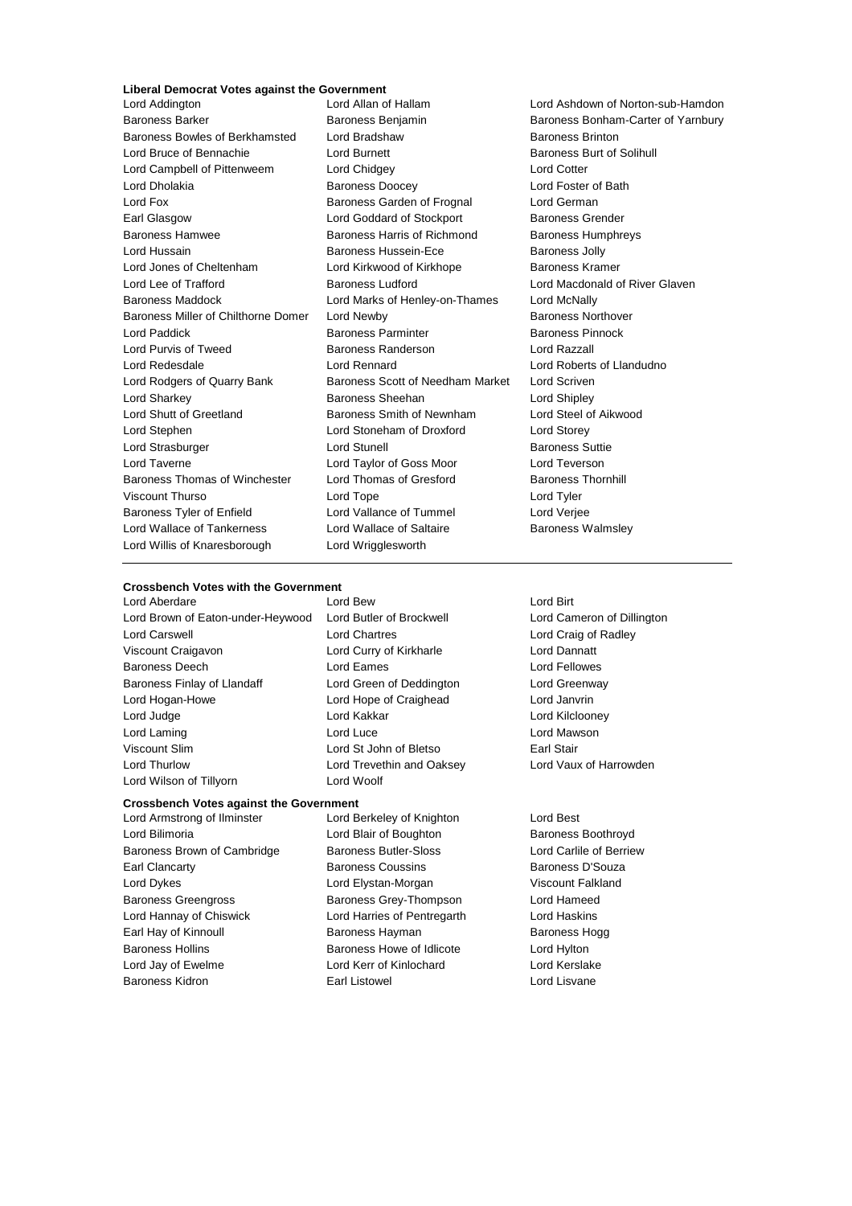**Liberal Democrat Votes against the Government**

Lord Addington
Lord Allan of Hallam
Lord Ashdown of Norton-sub-Hamdon
Baroness Barker
Baroness Benjamin
Baroness Bonham-Carter of Yarnbury
Baroness Bowles of Berkhamsted
Lord Bradshaw
Baroness Brinton
Lord Bruce of Bennachie
Lord Burnett
Baroness Burt of Solihull
Lord Campbell of Pittenweem
Lord Chidgey
Lord Cotter
Lord Dholakia
Baroness Doocey
Lord Foster of Bath
Lord Fox
Baroness Garden of Frognal
Lord German
Earl Glasgow
Lord Goddard of Stockport
Baroness Grender
Baroness Hamwee
Baroness Harris of Richmond
Baroness Humphreys
Lord Hussain
Baroness Hussein-Ece
Baroness Jolly
Lord Jones of Cheltenham
Lord Kirkwood of Kirkhope
Baroness Kramer
Lord Lee of Trafford
Baroness Ludford
Lord Macdonald of River Glaven
Baroness Maddock
Lord Marks of Henley-on-Thames
Lord McNally
Baroness Miller of Chilthorne Domer
Lord Newby
Baroness Northover
Lord Paddick
Baroness Parminter
Baroness Pinnock
Lord Purvis of Tweed
Baroness Randerson
Lord Razzall
Lord Redesdale
Lord Rennard
Lord Roberts of Llandudno
Lord Rodgers of Quarry Bank
Baroness Scott of Needham Market
Lord Scriven
Lord Sharkey
Baroness Sheehan
Lord Shipley
Lord Shutt of Greetland
Baroness Smith of Newnham
Lord Steel of Aikwood
Lord Stephen
Lord Stoneham of Droxford
Lord Storey
Lord Strasburger
Lord Stunell
Baroness Suttie
Lord Taverne
Lord Taylor of Goss Moor
Lord Teverson
Baroness Thomas of Winchester
Lord Thomas of Gresford
Baroness Thornhill
Viscount Thurso
Lord Tope
Lord Tyler
Baroness Tyler of Enfield
Lord Vallance of Tummel
Lord Verjee
Lord Wallace of Tankerness
Lord Wallace of Saltaire
Baroness Walmsley
Lord Willis of Knaresborough
Lord Wrigglesworth

---

**Crossbench Votes with the Government**

Lord Aberdare
Lord Bew
Lord Birt
Lord Brown of Eaton-under-Heywood
Lord Butler of Brockwell
Lord Cameron of Dillington
Lord Carswell
Lord Chartres
Lord Craig of Radley
Viscount Craigavon
Lord Curry of Kirkharle
Lord Dannatt
Baroness Deech
Lord Eames
Lord Fellowes
Baroness Finlay of Llandaff
Lord Green of Deddington
Lord Greenway
Lord Hogan-Howe
Lord Hope of Craighead
Lord Janvrin
Lord Judge
Lord Kakkar
Lord Kilclooney
Lord Laming
Lord Luce
Lord Mawson
Viscount Slim
Lord St John of Bletso
Earl Stair
Lord Thurlow
Lord Trevethin and Oaksey
Lord Vaux of Harrowden
Lord Wilson of Tillyorn
Lord Woolf

**Crossbench Votes against the Government**

Lord Armstrong of Ilminster
Lord Berkeley of Knighton
Lord Best
Lord Bilimoria
Lord Blair of Boughton
Baroness Boothroyd
Baroness Brown of Cambridge
Baroness Butler-Sloss
Lord Carlile of Berriew
Earl Clancarty
Baroness Coussins
Baroness D'Souza
Lord Dykes
Lord Elystan-Morgan
Viscount Falkland
Baroness Greengross
Baroness Grey-Thompson
Lord Hameed
Lord Hannay of Chiswick
Lord Harries of Pentregarth
Lord Haskins
Earl Hay of Kinnoull
Baroness Hayman
Baroness Hogg
Baroness Hollins
Baroness Howe of Idlicote
Lord Hylton
Lord Jay of Ewelme
Lord Kerr of Kinlochard
Lord Kerslake
Baroness Kidron
Earl Listowel
Lord Lisvane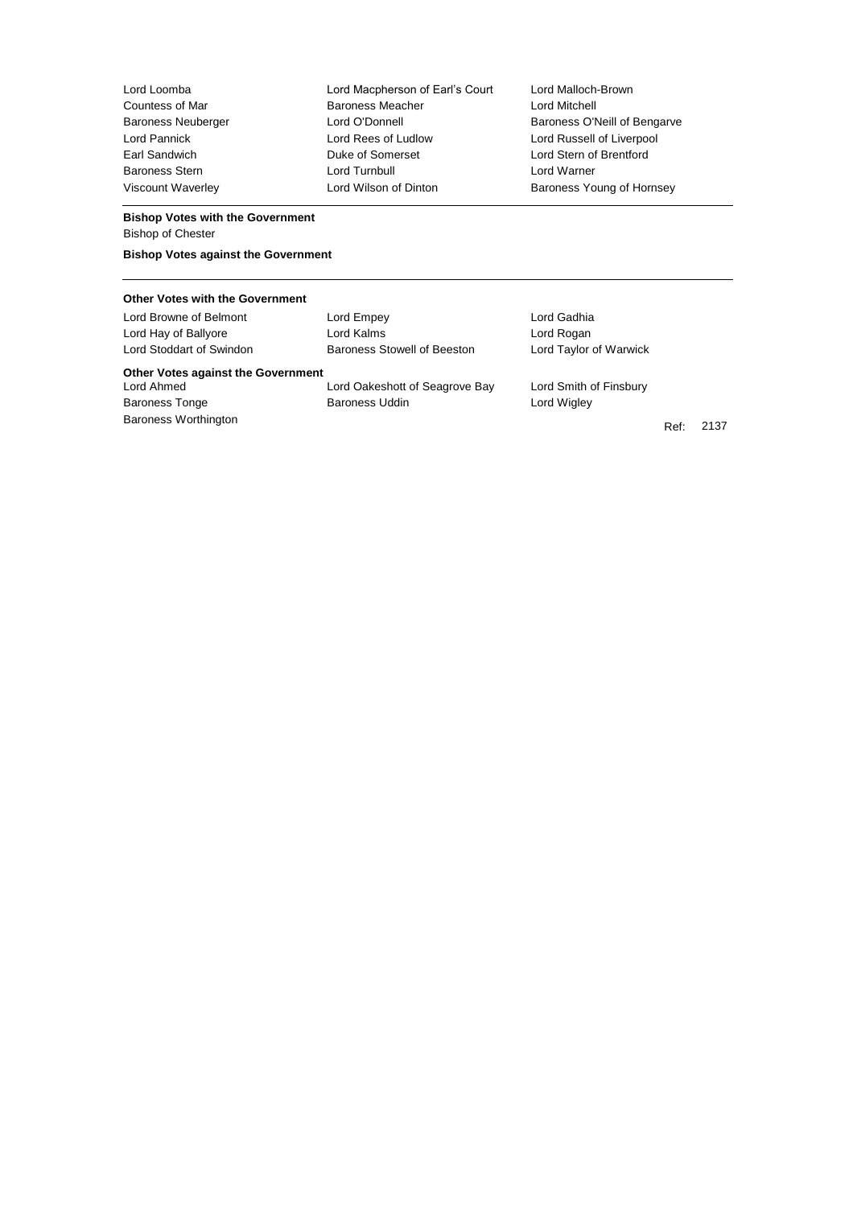| | | |
|---|---|---|
| Lord Loomba | Lord Macpherson of Earl's Court | Lord Malloch-Brown |
| Countess of Mar | Baroness Meacher | Lord Mitchell |
| Baroness Neuberger | Lord O'Donnell | Baroness O'Neill of Bengarve |
| Lord Pannick | Lord Rees of Ludlow | Lord Russell of Liverpool |
| Earl Sandwich | Duke of Somerset | Lord Stern of Brentford |
| Baroness Stern | Lord Turnbull | Lord Warner |
| Viscount Waverley | Lord Wilson of Dinton | Baroness Young of Hornsey |

**Bishop Votes with the Government**

Bishop of Chester

**Bishop Votes against the Government**

**Other Votes with the Government**

| | | |
|---|---|---|
| Lord Browne of Belmont | Lord Empey | Lord Gadhia |
| Lord Hay of Ballyore | Lord Kalms | Lord Rogan |
| Lord Stoddart of Swindon | Baroness Stowell of Beeston | Lord Taylor of Warwick |

**Other Votes against the Government**

| | | |
|---|---|---|
| Lord Ahmed | Lord Oakeshott of Seagrove Bay | Lord Smith of Finsbury |
| Baroness Tonge | Baroness Uddin | Lord Wigley |
| Baroness Worthington | | |

Ref: 2137